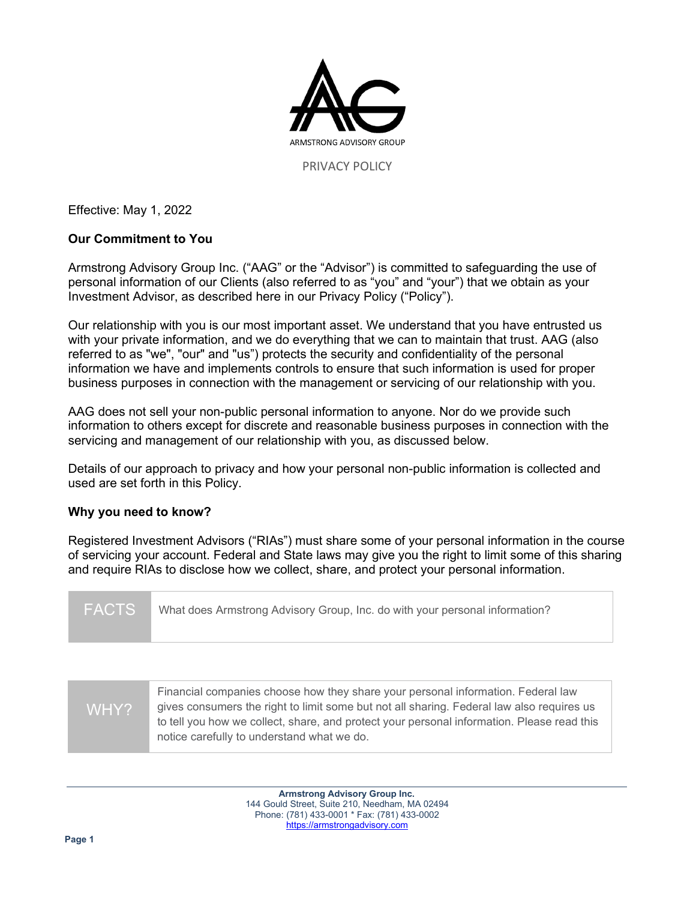ARMSTRONG ADVISORY GROUP

# PRIVACY POLICY

Effective: May 1, 2022

**Our Commitment to You**

Armstrong Advisory Group Inc. ("AAG" or the "Advisor") is committed to safeguarding the use of personal information of our Clients (also referred to as "you" and "your") that we obtain as your Investment Advisor, as described here in our Privacy Policy ("Policy").

Our relationship with you is our most important asset. We understand that you have entrusted us with your private information, and we do everything that we can to maintain that trust. AAG (also referred to as "we", "our" and "us") protects the security and confidentiality of the personal information we have and implements controls to ensure that such information is used for proper business purposes in connection with the management or servicing of our relationship with you.

AAG does not sell your non-public personal information to anyone. Nor do we provide such information to others except for discrete and reasonable business purposes in connection with the servicing and management of our relationship with you, as discussed below.

Details of our approach to privacy and how your personal non-public information is collected and used are set forth in this Policy.

**Why you need to know?**

Registered Investment Advisors ("RIAs") must share some of your personal information in the course of servicing your account. Federal and State laws may give you the right to limit some of this sharing and require RIAs to disclose how we collect, share, and protect your personal information.

| FACTS | What does Armstrong Advisory Group, Inc. do with your personal information? |
|---|---|

| WHY? | Financial companies choose how they share your personal information. Federal law gives consumers the right to limit some but not all sharing. Federal law also requires us to tell you how we collect, share, and protect your personal information. Please read this notice carefully to understand what we do. |
|---|---|

**Armstrong Advisory Group Inc.**
144 Gould Street, Suite 210, Needham, MA 02494
Phone: (781) 433-0001 * Fax: (781) 433-0002
https://armstrongadvisory.com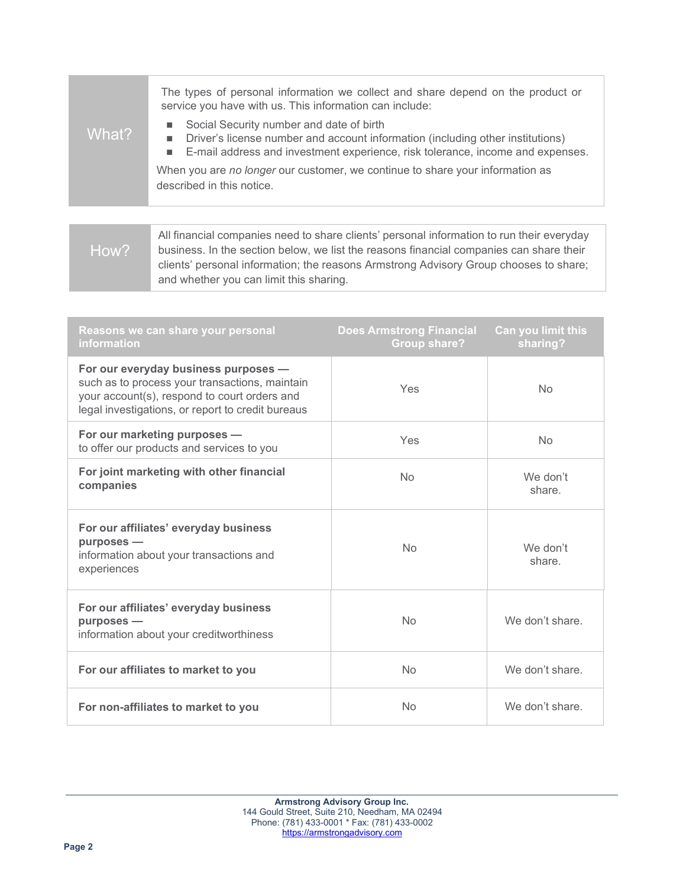| What? | The types of personal information we collect and share depend on the product or service you have with us. This information can include:<br>■ Social Security number and date of birth<br>■ Driver's license number and account information (including other institutions)<br>■ E-mail address and investment experience, risk tolerance, income and expenses.<br>When you are *no longer* our customer, we continue to share your information as described in this notice. |
|---|---|

| How? | All financial companies need to share clients' personal information to run their everyday business. In the section below, we list the reasons financial companies can share their clients' personal information; the reasons Armstrong Advisory Group chooses to share; and whether you can limit this sharing. |
|---|---|

| Reasons we can share your personal information | Does Armstrong Financial Group share? | Can you limit this sharing? |
|---|---|---|
| **For our everyday business purposes —** such as to process your transactions, maintain your account(s), respond to court orders and legal investigations, or report to credit bureaus | Yes | No |
| **For our marketing purposes —** to offer our products and services to you | Yes | No |
| **For joint marketing with other financial companies** | No | We don't share. |
| **For our affiliates' everyday business purposes —** information about your transactions and experiences | No | We don't share. |
| **For our affiliates' everyday business purposes —** information about your creditworthiness | No | We don't share. |
| **For our affiliates to market to you** | No | We don't share. |
| **For non-affiliates to market to you** | No | We don't share. |

**Armstrong Advisory Group Inc.**
144 Gould Street, Suite 210, Needham, MA 02494
Phone: (781) 433-0001 * Fax: (781) 433-0002
https://armstrongadvisory.com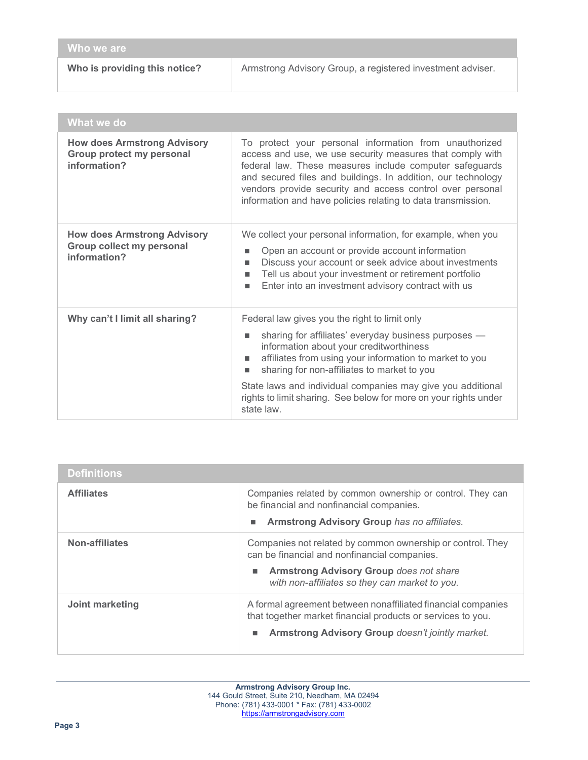| Who we are | |
|---|---|
| **Who is providing this notice?** | Armstrong Advisory Group, a registered investment adviser. |

| What we do | |
|---|---|
| **How does Armstrong Advisory Group protect my personal information?** | To protect your personal information from unauthorized access and use, we use security measures that comply with federal law. These measures include computer safeguards and secured files and buildings. In addition, our technology vendors provide security and access control over personal information and have policies relating to data transmission. |
| **How does Armstrong Advisory Group collect my personal information?** | We collect your personal information, for example, when you<br>■ Open an account or provide account information<br>■ Discuss your account or seek advice about investments<br>■ Tell us about your investment or retirement portfolio<br>■ Enter into an investment advisory contract with us |
| **Why can't I limit all sharing?** | Federal law gives you the right to limit only<br>■ sharing for affiliates' everyday business purposes — information about your creditworthiness<br>■ affiliates from using your information to market to you<br>■ sharing for non-affiliates to market to you<br>State laws and individual companies may give you additional rights to limit sharing. See below for more on your rights under state law. |

| Definitions | |
|---|---|
| **Affiliates** | Companies related by common ownership or control. They can be financial and nonfinancial companies.<br>■ **Armstrong Advisory Group** *has no affiliates.* |
| **Non-affiliates** | Companies not related by common ownership or control. They can be financial and nonfinancial companies.<br>■ **Armstrong Advisory Group** *does not share with non-affiliates so they can market to you.* |
| **Joint marketing** | A formal agreement between nonaffiliated financial companies that together market financial products or services to you.<br>■ **Armstrong Advisory Group** *doesn't jointly market.* |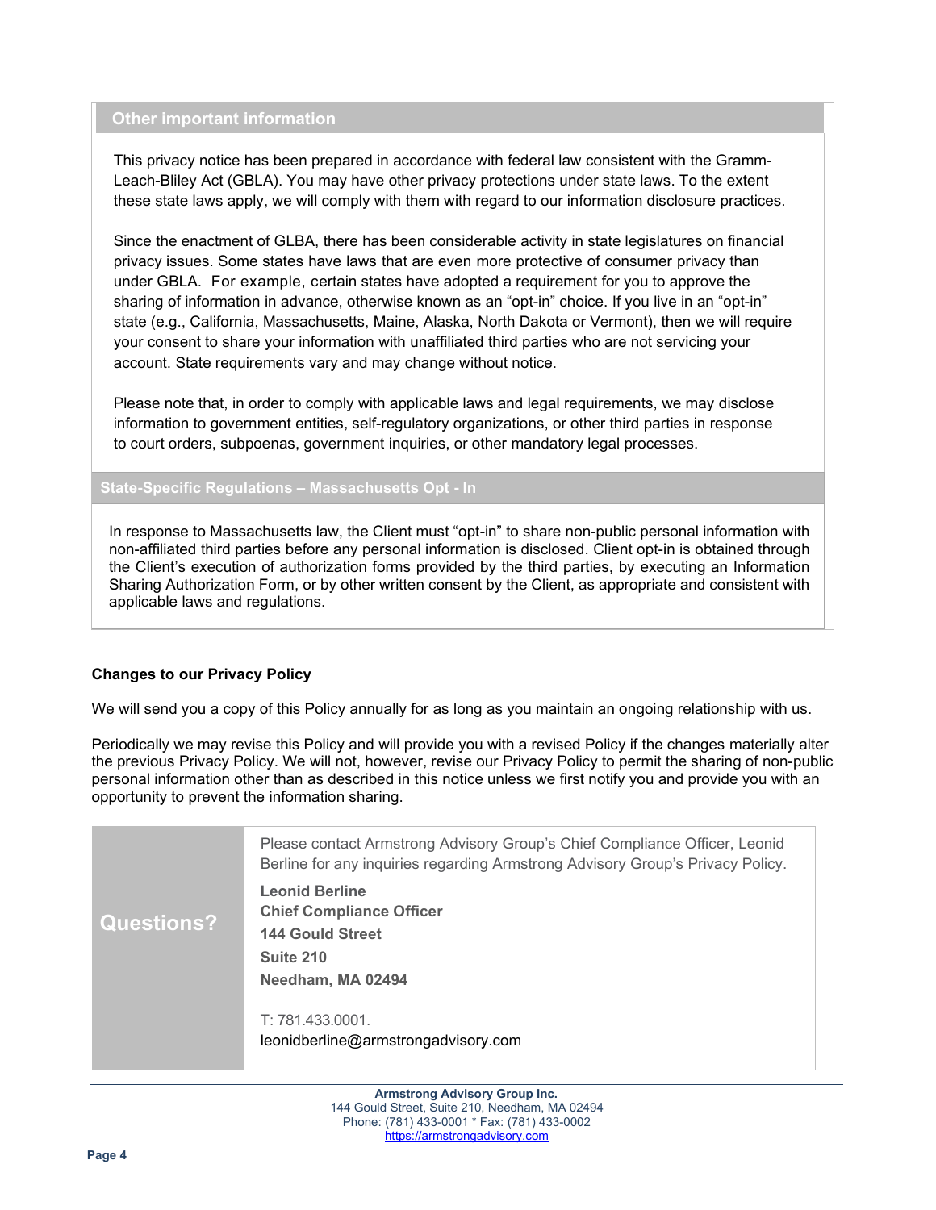## Other important information

This privacy notice has been prepared in accordance with federal law consistent with the Gramm-Leach-Bliley Act (GBLA). You may have other privacy protections under state laws. To the extent these state laws apply, we will comply with them with regard to our information disclosure practices.

Since the enactment of GLBA, there has been considerable activity in state legislatures on financial privacy issues. Some states have laws that are even more protective of consumer privacy than under GBLA. For example, certain states have adopted a requirement for you to approve the sharing of information in advance, otherwise known as an "opt-in" choice. If you live in an "opt-in" state (e.g., California, Massachusetts, Maine, Alaska, North Dakota or Vermont), then we will require your consent to share your information with unaffiliated third parties who are not servicing your account. State requirements vary and may change without notice.

Please note that, in order to comply with applicable laws and legal requirements, we may disclose information to government entities, self-regulatory organizations, or other third parties in response to court orders, subpoenas, government inquiries, or other mandatory legal processes.

## State-Specific Regulations – Massachusetts Opt - In

In response to Massachusetts law, the Client must "opt-in" to share non-public personal information with non-affiliated third parties before any personal information is disclosed. Client opt-in is obtained through the Client's execution of authorization forms provided by the third parties, by executing an Information Sharing Authorization Form, or by other written consent by the Client, as appropriate and consistent with applicable laws and regulations.

**Changes to our Privacy Policy**

We will send you a copy of this Policy annually for as long as you maintain an ongoing relationship with us.

Periodically we may revise this Policy and will provide you with a revised Policy if the changes materially alter the previous Privacy Policy. We will not, however, revise our Privacy Policy to permit the sharing of non-public personal information other than as described in this notice unless we first notify you and provide you with an opportunity to prevent the information sharing.

## Questions?

Please contact Armstrong Advisory Group's Chief Compliance Officer, Leonid Berline for any inquiries regarding Armstrong Advisory Group's Privacy Policy.

**Leonid Berline**
**Chief Compliance Officer**
**144 Gould Street**
**Suite 210**
**Needham, MA 02494**

T: 781.433.0001.
leonidberline@armstrongadvisory.com

**Armstrong Advisory Group Inc.**
144 Gould Street, Suite 210, Needham, MA 02494
Phone: (781) 433-0001 * Fax: (781) 433-0002
https://armstrongadvisory.com